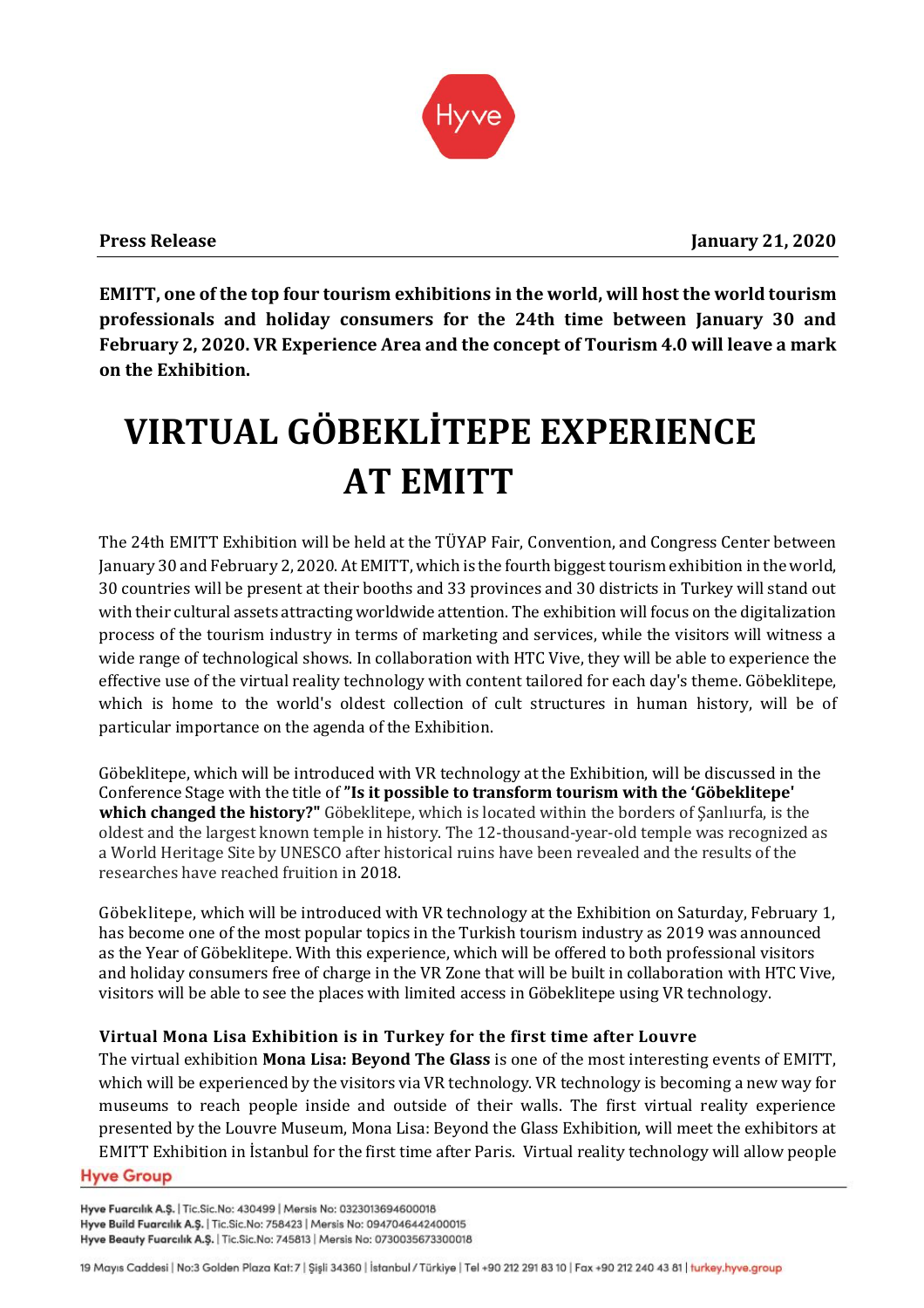**Press Release** **January 21, 2020**

**EMITT, one of the top four tourism exhibitions in the world, will host the world tourism professionals and holiday consumers for the 24th time between January 30 and February 2, 2020. VR Experience Area and the concept of Tourism 4.0 will leave a mark on the Exhibition.**

# VIRTUAL GÖBEKLİTEPE EXPERIENCE AT EMITT

The 24th EMITT Exhibition will be held at the TÜYAP Fair, Convention, and Congress Center between January 30 and February 2, 2020. At EMITT, which is the fourth biggest tourism exhibition in the world, 30 countries will be present at their booths and 33 provinces and 30 districts in Turkey will stand out with their cultural assets attracting worldwide attention. The exhibition will focus on the digitalization process of the tourism industry in terms of marketing and services, while the visitors will witness a wide range of technological shows. In collaboration with HTC Vive, they will be able to experience the effective use of the virtual reality technology with content tailored for each day's theme. Göbeklitepe, which is home to the world's oldest collection of cult structures in human history, will be of particular importance on the agenda of the Exhibition.

Göbeklitepe, which will be introduced with VR technology at the Exhibition, will be discussed in the Conference Stage with the title of **"Is it possible to transform tourism with the 'Göbeklitepe' which changed the history?"** Göbeklitepe, which is located within the borders of Şanlıurfa, is the oldest and the largest known temple in history. The 12-thousand-year-old temple was recognized as a World Heritage Site by UNESCO after historical ruins have been revealed and the results of the researches have reached fruition in 2018.

Göbeklitepe, which will be introduced with VR technology at the Exhibition on Saturday, February 1, has become one of the most popular topics in the Turkish tourism industry as 2019 was announced as the Year of Göbeklitepe. With this experience, which will be offered to both professional visitors and holiday consumers free of charge in the VR Zone that will be built in collaboration with HTC Vive, visitors will be able to see the places with limited access in Göbeklitepe using VR technology.

### Virtual Mona Lisa Exhibition is in Turkey for the first time after Louvre

The virtual exhibition **Mona Lisa: Beyond The Glass** is one of the most interesting events of EMITT, which will be experienced by the visitors via VR technology. VR technology is becoming a new way for museums to reach people inside and outside of their walls. The first virtual reality experience presented by the Louvre Museum, Mona Lisa: Beyond the Glass Exhibition, will meet the exhibitors at EMITT Exhibition in İstanbul for the first time after Paris. Virtual reality technology will allow people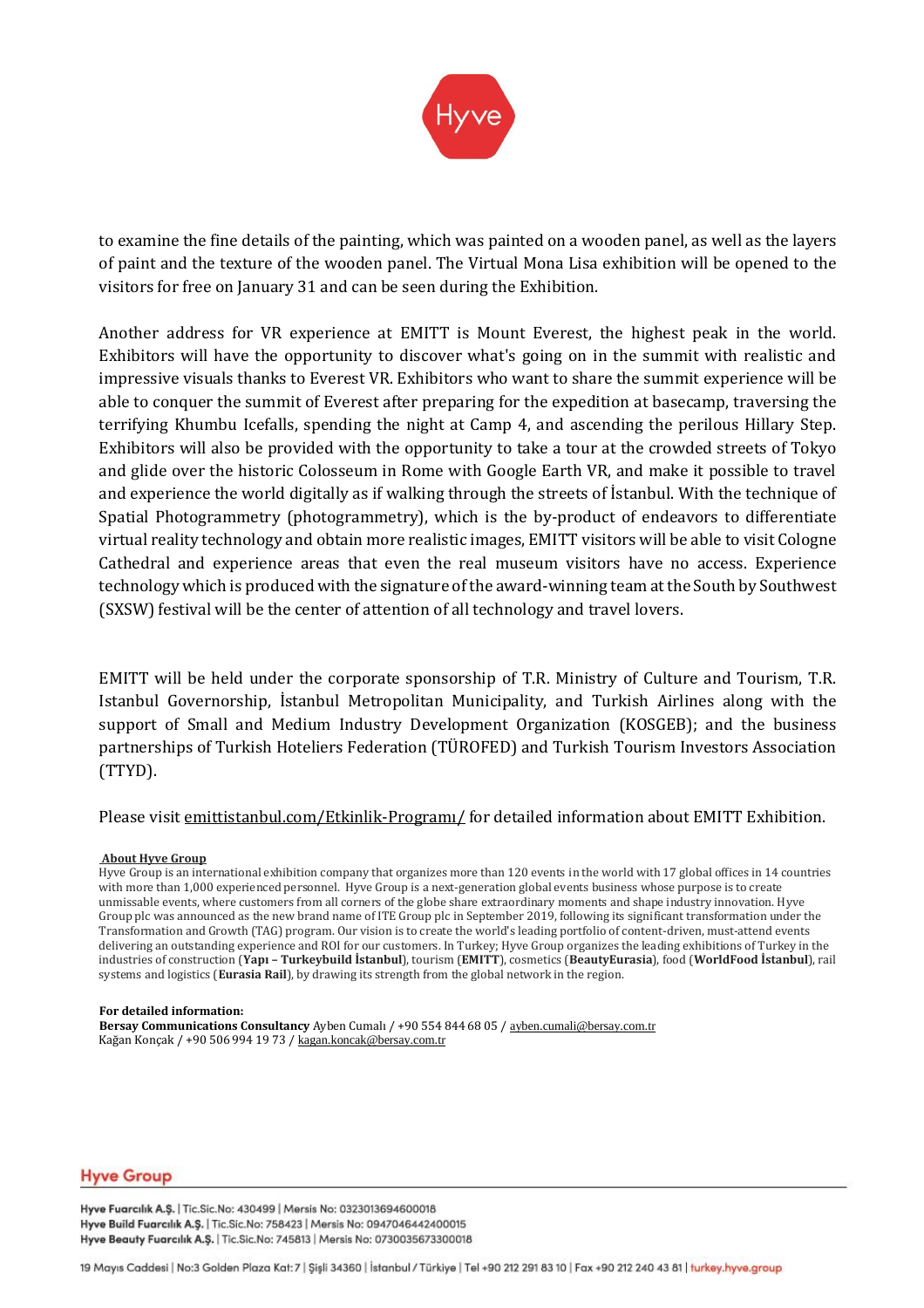to examine the fine details of the painting, which was painted on a wooden panel, as well as the layers of paint and the texture of the wooden panel. The Virtual Mona Lisa exhibition will be opened to the visitors for free on January 31 and can be seen during the Exhibition.

Another address for VR experience at EMITT is Mount Everest, the highest peak in the world. Exhibitors will have the opportunity to discover what's going on in the summit with realistic and impressive visuals thanks to Everest VR. Exhibitors who want to share the summit experience will be able to conquer the summit of Everest after preparing for the expedition at basecamp, traversing the terrifying Khumbu Icefalls, spending the night at Camp 4, and ascending the perilous Hillary Step. Exhibitors will also be provided with the opportunity to take a tour at the crowded streets of Tokyo and glide over the historic Colosseum in Rome with Google Earth VR, and make it possible to travel and experience the world digitally as if walking through the streets of İstanbul. With the technique of Spatial Photogrammetry (photogrammetry), which is the by-product of endeavors to differentiate virtual reality technology and obtain more realistic images, EMITT visitors will be able to visit Cologne Cathedral and experience areas that even the real museum visitors have no access. Experience technology which is produced with the signature of the award-winning team at the South by Southwest (SXSW) festival will be the center of attention of all technology and travel lovers.

EMITT will be held under the corporate sponsorship of T.R. Ministry of Culture and Tourism, T.R. Istanbul Governorship, İstanbul Metropolitan Municipality, and Turkish Airlines along with the support of Small and Medium Industry Development Organization (KOSGEB); and the business partnerships of Turkish Hoteliers Federation (TÜROFED) and Turkish Tourism Investors Association (TTYD).

Please visit emittistanbul.com/Etkinlik-Programı/ for detailed information about EMITT Exhibition.

**About Hyve Group**

Hyve Group is an international exhibition company that organizes more than 120 events in the world with 17 global offices in 14 countries with more than 1,000 experienced personnel. Hyve Group is a next-generation global events business whose purpose is to create unmissable events, where customers from all corners of the globe share extraordinary moments and shape industry innovation. Hyve Group plc was announced as the new brand name of ITE Group plc in September 2019, following its significant transformation under the Transformation and Growth (TAG) program. Our vision is to create the world's leading portfolio of content-driven, must-attend events delivering an outstanding experience and ROI for our customers. In Turkey; Hyve Group organizes the leading exhibitions of Turkey in the industries of construction (**Yapı – Turkeybuild İstanbul**), tourism (**EMITT**), cosmetics (**BeautyEurasia**), food (**WorldFood İstanbul**), rail systems and logistics (**Eurasia Rail**), by drawing its strength from the global network in the region.

**For detailed information:**
**Bersay Communications Consultancy** Ayben Cumalı / +90 554 844 68 05 / ayben.cumali@bersay.com.tr
Kağan Konçak / +90 506 994 19 73 / kagan.koncak@bersay.com.tr

**Hyve Group**

**Hyve Fuarcılık A.Ş.** | Tic.Sic.No: 430499 | Mersis No: 0323013694600018
**Hyve Build Fuarcılık A.Ş.** | Tic.Sic.No: 758423 | Mersis No: 0947046442400015
**Hyve Beauty Fuarcılık A.Ş.** | Tic.Sic.No: 745813 | Mersis No: 0730035673300018

19 Mayıs Caddesi | No:3 Golden Plaza Kat:7 | Şişli 34360 | İstanbul / Türkiye | Tel +90 212 291 83 10 | Fax +90 212 240 43 81 | turkey.hyve.group